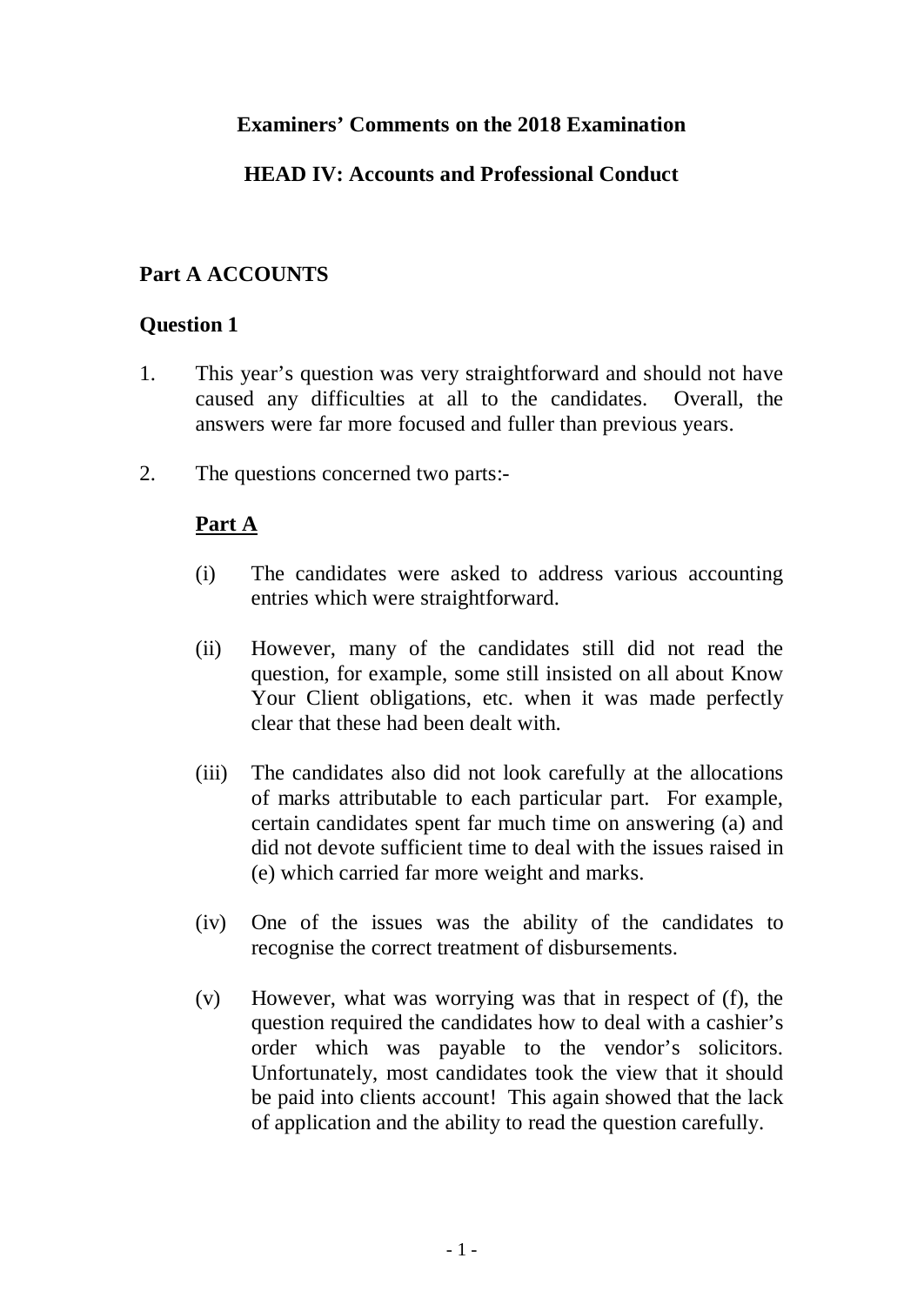# Examiners' Comments on the 2018 Examination

## HEAD IV: Accounts and Professional Conduct

### Part A ACCOUNTS

### Question 1

1. This year's question was very straightforward and should not have caused any difficulties at all to the candidates. Overall, the answers were far more focused and fuller than previous years.

2. The questions concerned two parts:-

   **<u>Part A</u>**

   (i) The candidates were asked to address various accounting entries which were straightforward.

   (ii) However, many of the candidates still did not read the question, for example, some still insisted on all about Know Your Client obligations, etc. when it was made perfectly clear that these had been dealt with.

   (iii) The candidates also did not look carefully at the allocations of marks attributable to each particular part. For example, certain candidates spent far much time on answering (a) and did not devote sufficient time to deal with the issues raised in (e) which carried far more weight and marks.

   (iv) One of the issues was the ability of the candidates to recognise the correct treatment of disbursements.

   (v) However, what was worrying was that in respect of (f), the question required the candidates how to deal with a cashier's order which was payable to the vendor's solicitors. Unfortunately, most candidates took the view that it should be paid into clients account! This again showed that the lack of application and the ability to read the question carefully.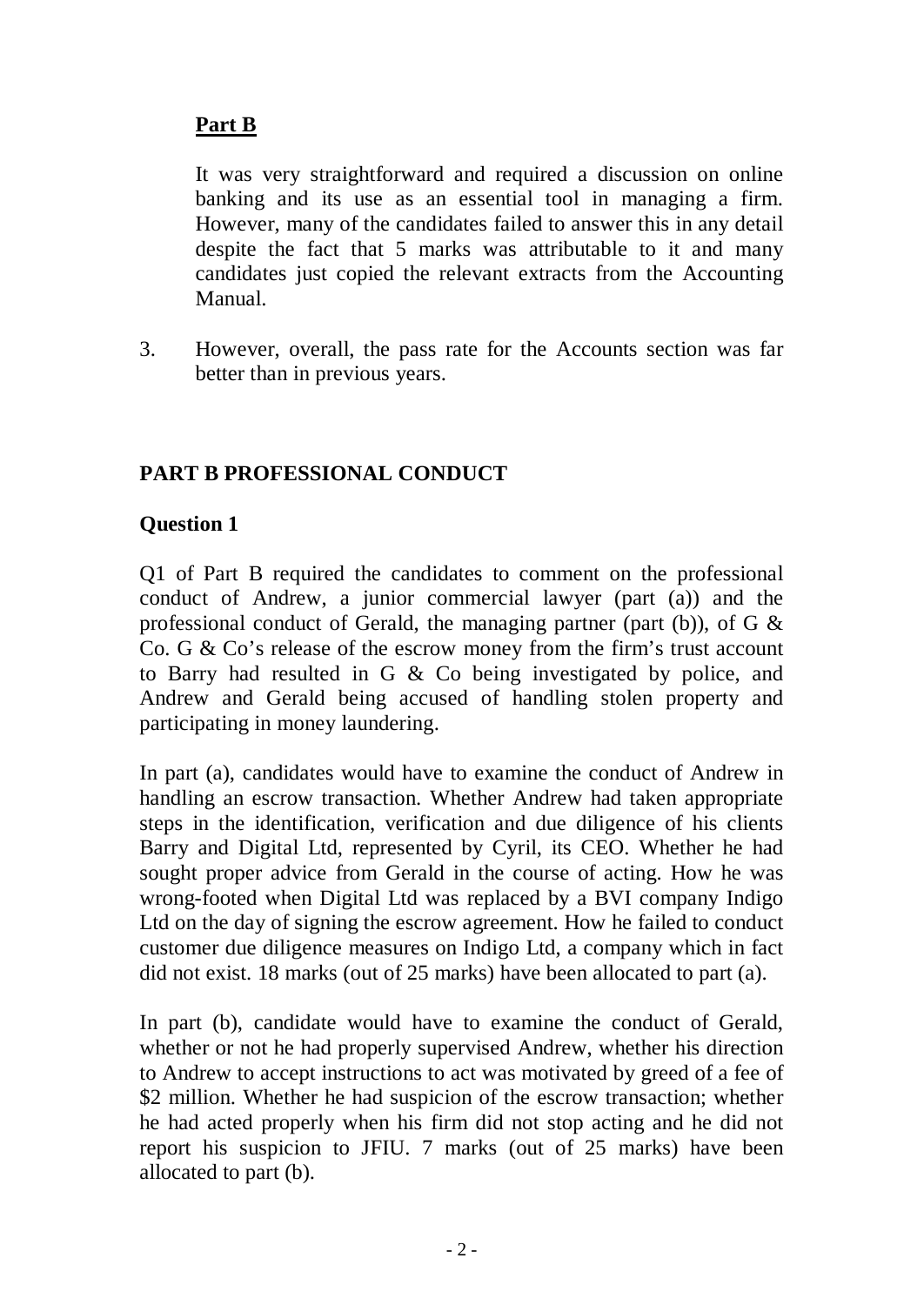**Part B**

It was very straightforward and required a discussion on online banking and its use as an essential tool in managing a firm. However, many of the candidates failed to answer this in any detail despite the fact that 5 marks was attributable to it and many candidates just copied the relevant extracts from the Accounting Manual.

3. However, overall, the pass rate for the Accounts section was far better than in previous years.

## PART B PROFESSIONAL CONDUCT

### Question 1

Q1 of Part B required the candidates to comment on the professional conduct of Andrew, a junior commercial lawyer (part (a)) and the professional conduct of Gerald, the managing partner (part (b)), of G & Co. G & Co's release of the escrow money from the firm's trust account to Barry had resulted in G & Co being investigated by police, and Andrew and Gerald being accused of handling stolen property and participating in money laundering.

In part (a), candidates would have to examine the conduct of Andrew in handling an escrow transaction. Whether Andrew had taken appropriate steps in the identification, verification and due diligence of his clients Barry and Digital Ltd, represented by Cyril, its CEO. Whether he had sought proper advice from Gerald in the course of acting. How he was wrong-footed when Digital Ltd was replaced by a BVI company Indigo Ltd on the day of signing the escrow agreement. How he failed to conduct customer due diligence measures on Indigo Ltd, a company which in fact did not exist. 18 marks (out of 25 marks) have been allocated to part (a).

In part (b), candidate would have to examine the conduct of Gerald, whether or not he had properly supervised Andrew, whether his direction to Andrew to accept instructions to act was motivated by greed of a fee of $2 million. Whether he had suspicion of the escrow transaction; whether he had acted properly when his firm did not stop acting and he did not report his suspicion to JFIU. 7 marks (out of 25 marks) have been allocated to part (b).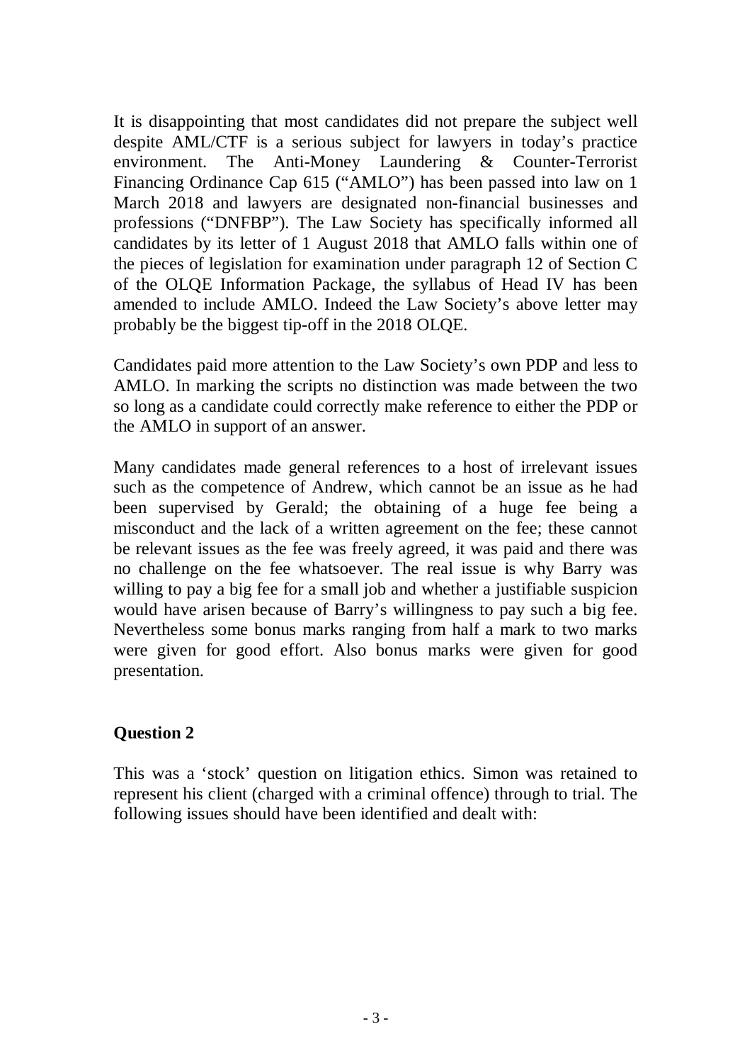It is disappointing that most candidates did not prepare the subject well despite AML/CTF is a serious subject for lawyers in today's practice environment. The Anti-Money Laundering & Counter-Terrorist Financing Ordinance Cap 615 ("AMLO") has been passed into law on 1 March 2018 and lawyers are designated non-financial businesses and professions ("DNFBP"). The Law Society has specifically informed all candidates by its letter of 1 August 2018 that AMLO falls within one of the pieces of legislation for examination under paragraph 12 of Section C of the OLQE Information Package, the syllabus of Head IV has been amended to include AMLO. Indeed the Law Society's above letter may probably be the biggest tip-off in the 2018 OLQE.

Candidates paid more attention to the Law Society's own PDP and less to AMLO. In marking the scripts no distinction was made between the two so long as a candidate could correctly make reference to either the PDP or the AMLO in support of an answer.

Many candidates made general references to a host of irrelevant issues such as the competence of Andrew, which cannot be an issue as he had been supervised by Gerald; the obtaining of a huge fee being a misconduct and the lack of a written agreement on the fee; these cannot be relevant issues as the fee was freely agreed, it was paid and there was no challenge on the fee whatsoever. The real issue is why Barry was willing to pay a big fee for a small job and whether a justifiable suspicion would have arisen because of Barry's willingness to pay such a big fee. Nevertheless some bonus marks ranging from half a mark to two marks were given for good effort. Also bonus marks were given for good presentation.

## Question 2

This was a 'stock' question on litigation ethics. Simon was retained to represent his client (charged with a criminal offence) through to trial. The following issues should have been identified and dealt with: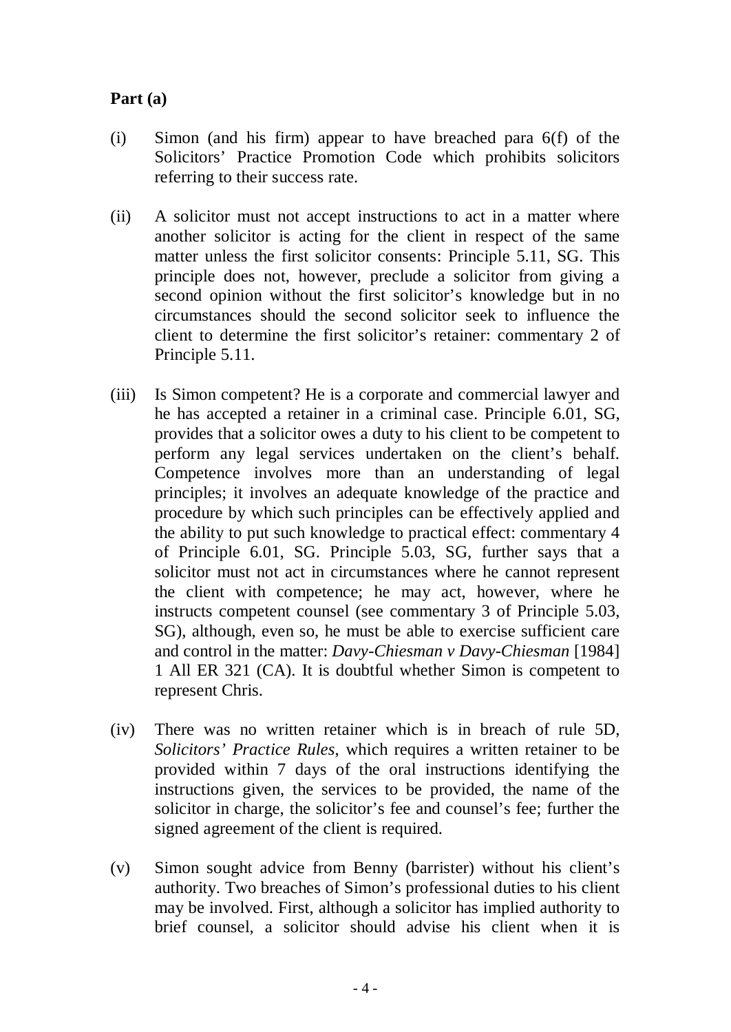**Part (a)**

(i) Simon (and his firm) appear to have breached para 6(f) of the Solicitors' Practice Promotion Code which prohibits solicitors referring to their success rate.

(ii) A solicitor must not accept instructions to act in a matter where another solicitor is acting for the client in respect of the same matter unless the first solicitor consents: Principle 5.11, SG. This principle does not, however, preclude a solicitor from giving a second opinion without the first solicitor's knowledge but in no circumstances should the second solicitor seek to influence the client to determine the first solicitor's retainer: commentary 2 of Principle 5.11.

(iii) Is Simon competent? He is a corporate and commercial lawyer and he has accepted a retainer in a criminal case. Principle 6.01, SG, provides that a solicitor owes a duty to his client to be competent to perform any legal services undertaken on the client's behalf. Competence involves more than an understanding of legal principles; it involves an adequate knowledge of the practice and procedure by which such principles can be effectively applied and the ability to put such knowledge to practical effect: commentary 4 of Principle 6.01, SG. Principle 5.03, SG, further says that a solicitor must not act in circumstances where he cannot represent the client with competence; he may act, however, where he instructs competent counsel (see commentary 3 of Principle 5.03, SG), although, even so, he must be able to exercise sufficient care and control in the matter: *Davy-Chiesman v Davy-Chiesman* [1984] 1 All ER 321 (CA). It is doubtful whether Simon is competent to represent Chris.

(iv) There was no written retainer which is in breach of rule 5D, *Solicitors' Practice Rules*, which requires a written retainer to be provided within 7 days of the oral instructions identifying the instructions given, the services to be provided, the name of the solicitor in charge, the solicitor's fee and counsel's fee; further the signed agreement of the client is required.

(v) Simon sought advice from Benny (barrister) without his client's authority. Two breaches of Simon's professional duties to his client may be involved. First, although a solicitor has implied authority to brief counsel, a solicitor should advise his client when it is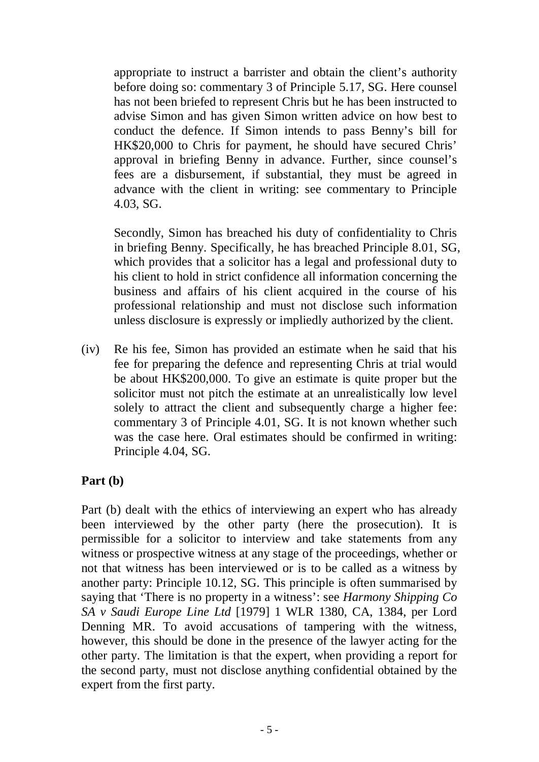appropriate to instruct a barrister and obtain the client's authority before doing so: commentary 3 of Principle 5.17, SG. Here counsel has not been briefed to represent Chris but he has been instructed to advise Simon and has given Simon written advice on how best to conduct the defence. If Simon intends to pass Benny's bill for HK$20,000 to Chris for payment, he should have secured Chris' approval in briefing Benny in advance. Further, since counsel's fees are a disbursement, if substantial, they must be agreed in advance with the client in writing: see commentary to Principle 4.03, SG.

Secondly, Simon has breached his duty of confidentiality to Chris in briefing Benny. Specifically, he has breached Principle 8.01, SG, which provides that a solicitor has a legal and professional duty to his client to hold in strict confidence all information concerning the business and affairs of his client acquired in the course of his professional relationship and must not disclose such information unless disclosure is expressly or impliedly authorized by the client.

(iv) Re his fee, Simon has provided an estimate when he said that his fee for preparing the defence and representing Chris at trial would be about HK$200,000. To give an estimate is quite proper but the solicitor must not pitch the estimate at an unrealistically low level solely to attract the client and subsequently charge a higher fee: commentary 3 of Principle 4.01, SG. It is not known whether such was the case here. Oral estimates should be confirmed in writing: Principle 4.04, SG.

**Part (b)**

Part (b) dealt with the ethics of interviewing an expert who has already been interviewed by the other party (here the prosecution). It is permissible for a solicitor to interview and take statements from any witness or prospective witness at any stage of the proceedings, whether or not that witness has been interviewed or is to be called as a witness by another party: Principle 10.12, SG. This principle is often summarised by saying that 'There is no property in a witness': see *Harmony Shipping Co SA v Saudi Europe Line Ltd* [1979] 1 WLR 1380, CA, 1384, per Lord Denning MR. To avoid accusations of tampering with the witness, however, this should be done in the presence of the lawyer acting for the other party. The limitation is that the expert, when providing a report for the second party, must not disclose anything confidential obtained by the expert from the first party.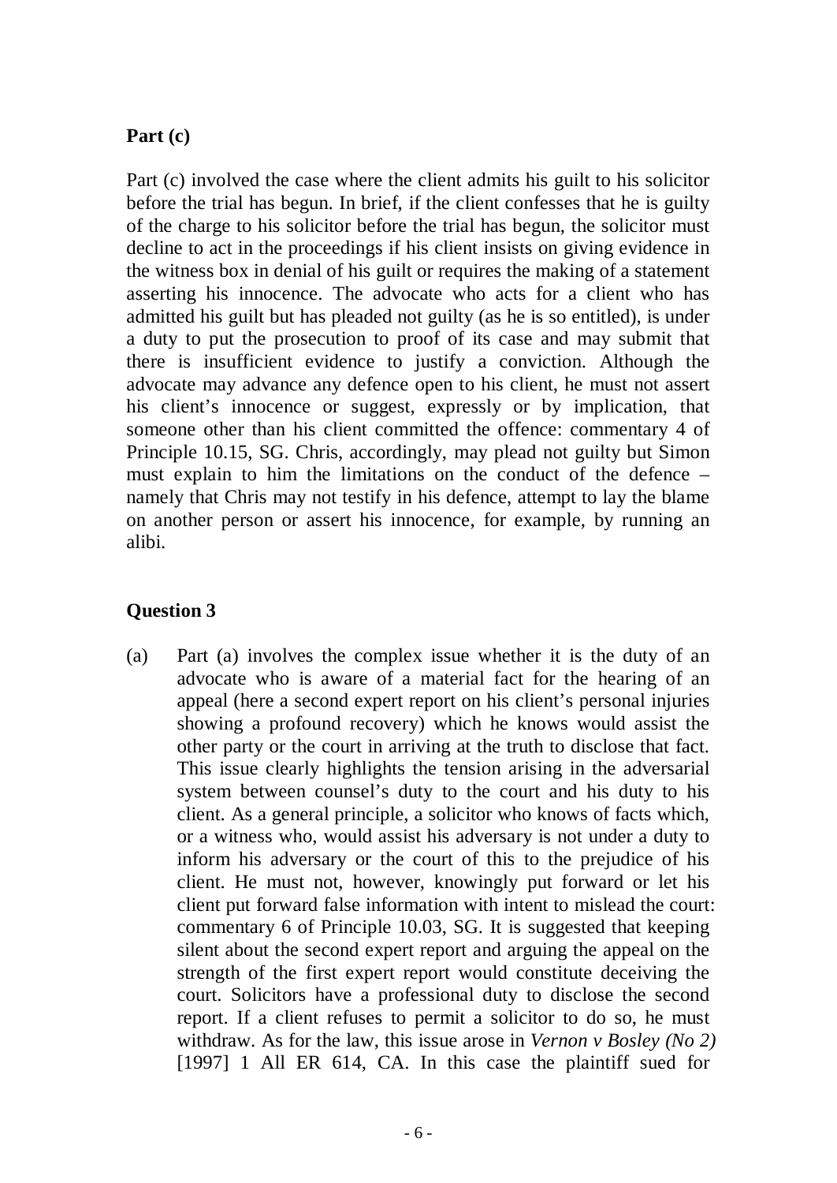**Part (c)**

Part (c) involved the case where the client admits his guilt to his solicitor before the trial has begun. In brief, if the client confesses that he is guilty of the charge to his solicitor before the trial has begun, the solicitor must decline to act in the proceedings if his client insists on giving evidence in the witness box in denial of his guilt or requires the making of a statement asserting his innocence. The advocate who acts for a client who has admitted his guilt but has pleaded not guilty (as he is so entitled), is under a duty to put the prosecution to proof of its case and may submit that there is insufficient evidence to justify a conviction. Although the advocate may advance any defence open to his client, he must not assert his client's innocence or suggest, expressly or by implication, that someone other than his client committed the offence: commentary 4 of Principle 10.15, SG. Chris, accordingly, may plead not guilty but Simon must explain to him the limitations on the conduct of the defence – namely that Chris may not testify in his defence, attempt to lay the blame on another person or assert his innocence, for example, by running an alibi.

**Question 3**

(a) Part (a) involves the complex issue whether it is the duty of an advocate who is aware of a material fact for the hearing of an appeal (here a second expert report on his client's personal injuries showing a profound recovery) which he knows would assist the other party or the court in arriving at the truth to disclose that fact. This issue clearly highlights the tension arising in the adversarial system between counsel's duty to the court and his duty to his client. As a general principle, a solicitor who knows of facts which, or a witness who, would assist his adversary is not under a duty to inform his adversary or the court of this to the prejudice of his client. He must not, however, knowingly put forward or let his client put forward false information with intent to mislead the court: commentary 6 of Principle 10.03, SG. It is suggested that keeping silent about the second expert report and arguing the appeal on the strength of the first expert report would constitute deceiving the court. Solicitors have a professional duty to disclose the second report. If a client refuses to permit a solicitor to do so, he must withdraw. As for the law, this issue arose in *Vernon v Bosley (No 2)* [1997] 1 All ER 614, CA. In this case the plaintiff sued for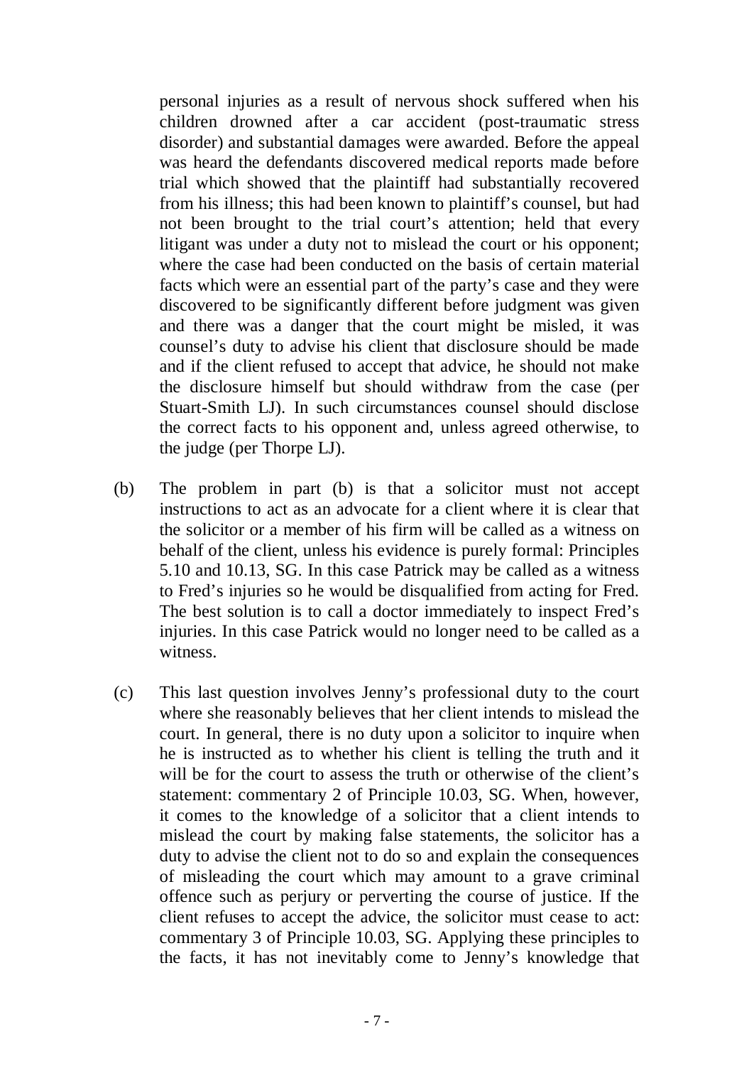personal injuries as a result of nervous shock suffered when his children drowned after a car accident (post-traumatic stress disorder) and substantial damages were awarded. Before the appeal was heard the defendants discovered medical reports made before trial which showed that the plaintiff had substantially recovered from his illness; this had been known to plaintiff's counsel, but had not been brought to the trial court's attention; held that every litigant was under a duty not to mislead the court or his opponent; where the case had been conducted on the basis of certain material facts which were an essential part of the party's case and they were discovered to be significantly different before judgment was given and there was a danger that the court might be misled, it was counsel's duty to advise his client that disclosure should be made and if the client refused to accept that advice, he should not make the disclosure himself but should withdraw from the case (per Stuart-Smith LJ). In such circumstances counsel should disclose the correct facts to his opponent and, unless agreed otherwise, to the judge (per Thorpe LJ).

(b) The problem in part (b) is that a solicitor must not accept instructions to act as an advocate for a client where it is clear that the solicitor or a member of his firm will be called as a witness on behalf of the client, unless his evidence is purely formal: Principles 5.10 and 10.13, SG. In this case Patrick may be called as a witness to Fred's injuries so he would be disqualified from acting for Fred. The best solution is to call a doctor immediately to inspect Fred's injuries. In this case Patrick would no longer need to be called as a witness.

(c) This last question involves Jenny's professional duty to the court where she reasonably believes that her client intends to mislead the court. In general, there is no duty upon a solicitor to inquire when he is instructed as to whether his client is telling the truth and it will be for the court to assess the truth or otherwise of the client's statement: commentary 2 of Principle 10.03, SG. When, however, it comes to the knowledge of a solicitor that a client intends to mislead the court by making false statements, the solicitor has a duty to advise the client not to do so and explain the consequences of misleading the court which may amount to a grave criminal offence such as perjury or perverting the course of justice. If the client refuses to accept the advice, the solicitor must cease to act: commentary 3 of Principle 10.03, SG. Applying these principles to the facts, it has not inevitably come to Jenny's knowledge that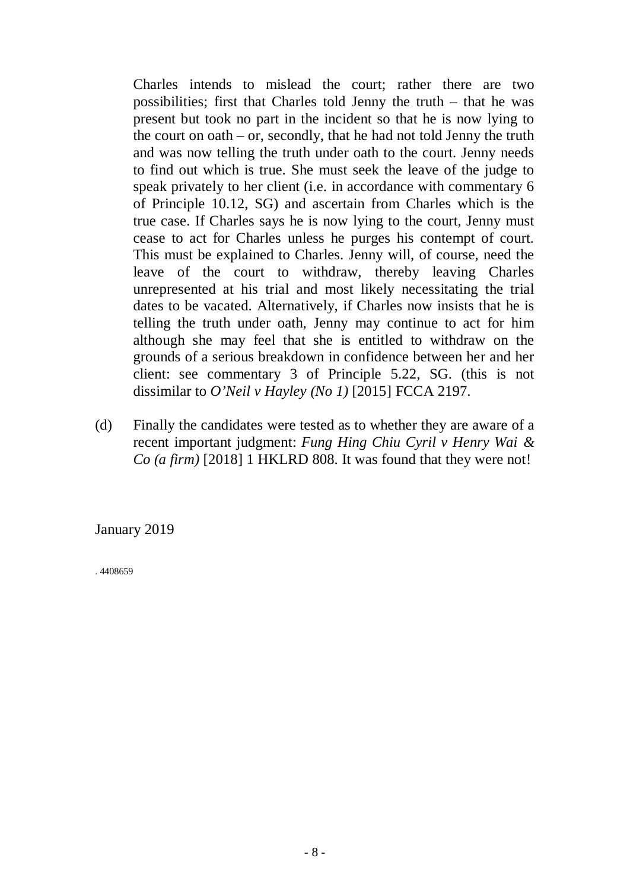Charles intends to mislead the court; rather there are two possibilities; first that Charles told Jenny the truth – that he was present but took no part in the incident so that he is now lying to the court on oath – or, secondly, that he had not told Jenny the truth and was now telling the truth under oath to the court. Jenny needs to find out which is true. She must seek the leave of the judge to speak privately to her client (i.e. in accordance with commentary 6 of Principle 10.12, SG) and ascertain from Charles which is the true case. If Charles says he is now lying to the court, Jenny must cease to act for Charles unless he purges his contempt of court. This must be explained to Charles. Jenny will, of course, need the leave of the court to withdraw, thereby leaving Charles unrepresented at his trial and most likely necessitating the trial dates to be vacated. Alternatively, if Charles now insists that he is telling the truth under oath, Jenny may continue to act for him although she may feel that she is entitled to withdraw on the grounds of a serious breakdown in confidence between her and her client: see commentary 3 of Principle 5.22, SG. (this is not dissimilar to *O'Neil v Hayley (No 1)* [2015] FCCA 2197.

(d) Finally the candidates were tested as to whether they are aware of a recent important judgment: *Fung Hing Chiu Cyril v Henry Wai & Co (a firm)* [2018] 1 HKLRD 808. It was found that they were not!

January 2019

. 4408659